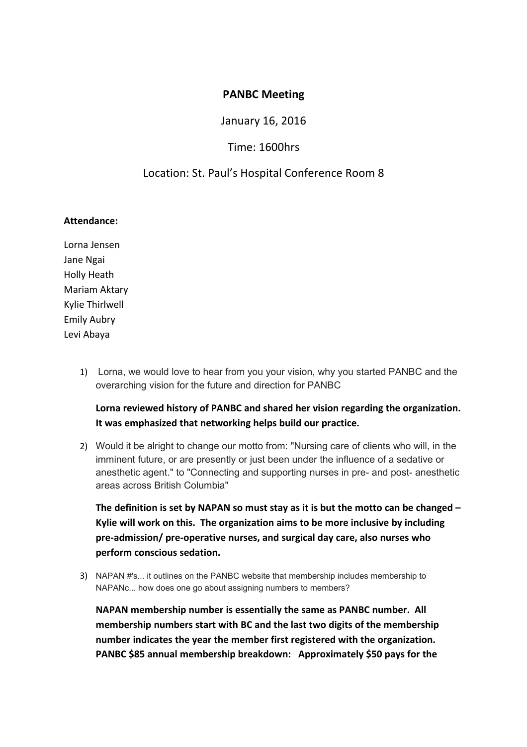# PANBC Meeting

January 16, 2016

Time: 1600hrs

Location: St. Paul's Hospital Conference Room 8

**Attendance:**

Lorna Jensen
Jane Ngai
Holly Heath
Mariam Aktary
Kylie Thirlwell
Emily Aubry
Levi Abaya

1) Lorna, we would love to hear from you your vision, why you started PANBC and the overarching vision for the future and direction for PANBC

   **Lorna reviewed history of PANBC and shared her vision regarding the organization. It was emphasized that networking helps build our practice.**

2) Would it be alright to change our motto from: "Nursing care of clients who will, in the imminent future, or are presently or just been under the influence of a sedative or anesthetic agent." to "Connecting and supporting nurses in pre- and post- anesthetic areas across British Columbia"

   **The definition is set by NAPAN so must stay as it is but the motto can be changed – Kylie will work on this. The organization aims to be more inclusive by including pre-admission/ pre-operative nurses, and surgical day care, also nurses who perform conscious sedation.**

3) NAPAN #'s... it outlines on the PANBC website that membership includes membership to NAPANc... how does one go about assigning numbers to members?

   **NAPAN membership number is essentially the same as PANBC number. All membership numbers start with BC and the last two digits of the membership number indicates the year the member first registered with the organization. PANBC $85 annual membership breakdown: Approximately $50 pays for the**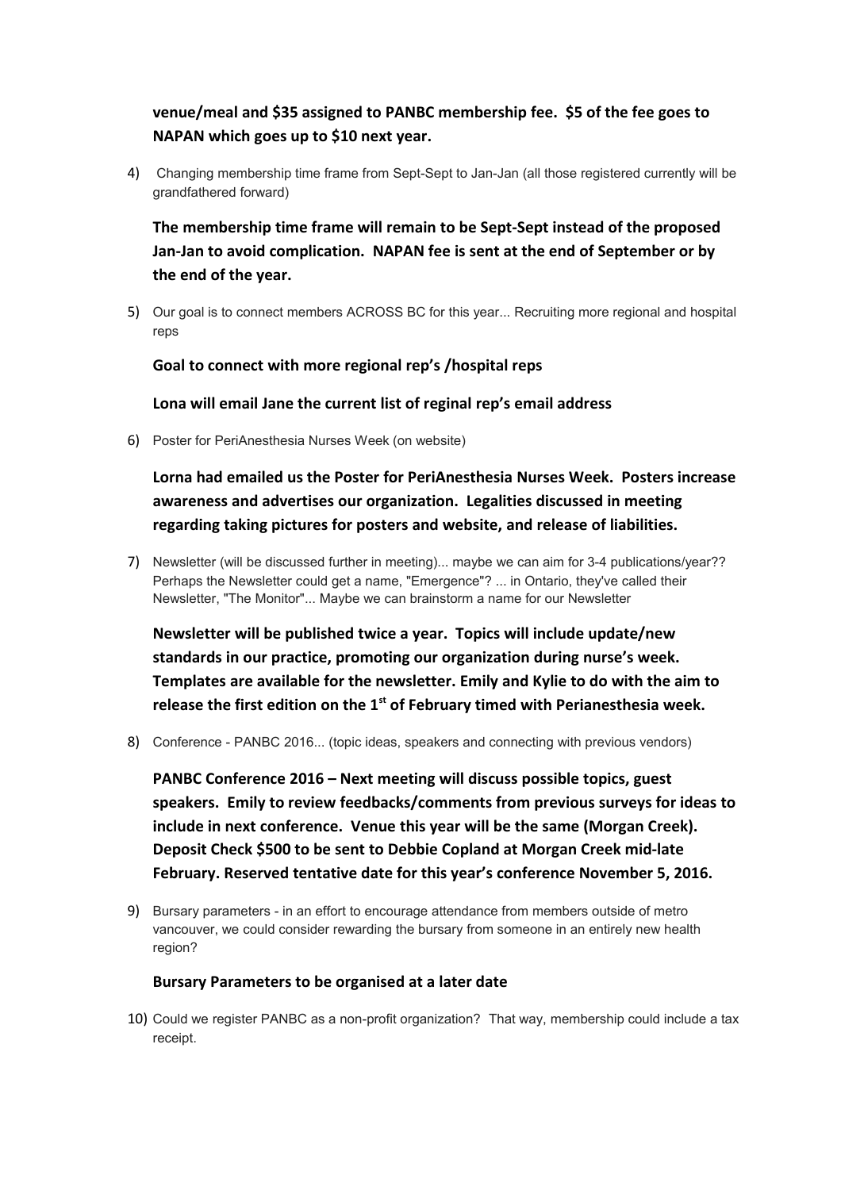**venue/meal and $35 assigned to PANBC membership fee. $5 of the fee goes to NAPAN which goes up to $10 next year.**

4) Changing membership time frame from Sept-Sept to Jan-Jan (all those registered currently will be grandfathered forward)

   **The membership time frame will remain to be Sept-Sept instead of the proposed Jan-Jan to avoid complication. NAPAN fee is sent at the end of September or by the end of the year.**

5) Our goal is to connect members ACROSS BC for this year... Recruiting more regional and hospital reps

   **Goal to connect with more regional rep's /hospital reps**

   **Lona will email Jane the current list of reginal rep's email address**

6) Poster for PeriAnesthesia Nurses Week (on website)

   **Lorna had emailed us the Poster for PeriAnesthesia Nurses Week. Posters increase awareness and advertises our organization. Legalities discussed in meeting regarding taking pictures for posters and website, and release of liabilities.**

7) Newsletter (will be discussed further in meeting)... maybe we can aim for 3-4 publications/year?? Perhaps the Newsletter could get a name, "Emergence"? ... in Ontario, they've called their Newsletter, "The Monitor"... Maybe we can brainstorm a name for our Newsletter

   **Newsletter will be published twice a year. Topics will include update/new standards in our practice, promoting our organization during nurse's week. Templates are available for the newsletter. Emily and Kylie to do with the aim to release the first edition on the 1st of February timed with Perianesthesia week.**

8) Conference - PANBC 2016... (topic ideas, speakers and connecting with previous vendors)

   **PANBC Conference 2016 – Next meeting will discuss possible topics, guest speakers. Emily to review feedbacks/comments from previous surveys for ideas to include in next conference. Venue this year will be the same (Morgan Creek). Deposit Check $500 to be sent to Debbie Copland at Morgan Creek mid-late February. Reserved tentative date for this year's conference November 5, 2016.**

9) Bursary parameters - in an effort to encourage attendance from members outside of metro vancouver, we could consider rewarding the bursary from someone in an entirely new health region?

   **Bursary Parameters to be organised at a later date**

10) Could we register PANBC as a non-profit organization? That way, membership could include a tax receipt.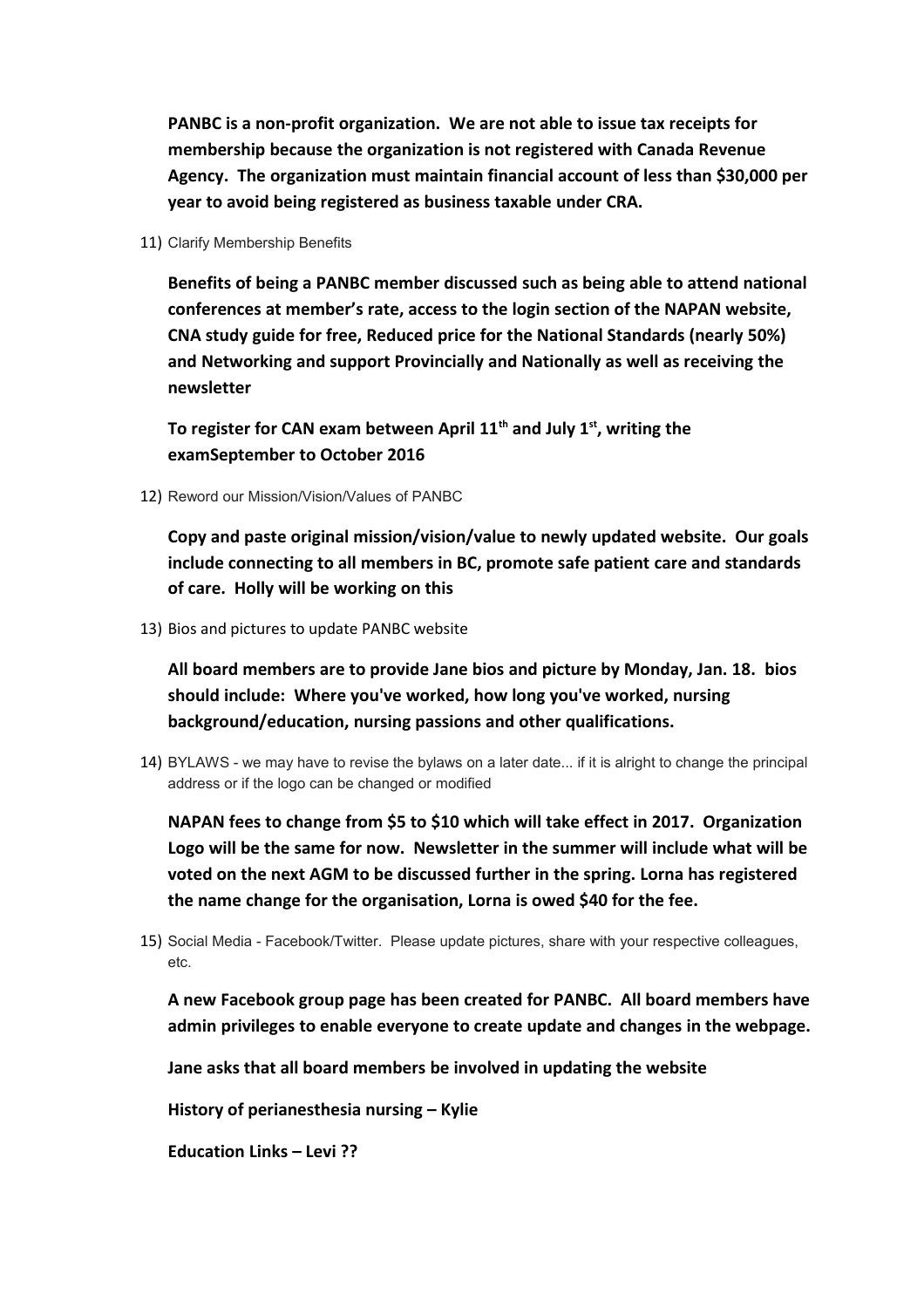**PANBC is a non-profit organization. We are not able to issue tax receipts for membership because the organization is not registered with Canada Revenue Agency. The organization must maintain financial account of less than $30,000 per year to avoid being registered as business taxable under CRA.**

11) Clarify Membership Benefits

   **Benefits of being a PANBC member discussed such as being able to attend national conferences at member's rate, access to the login section of the NAPAN website, CNA study guide for free, Reduced price for the National Standards (nearly 50%) and Networking and support Provincially and Nationally as well as receiving the newsletter**

   **To register for CAN exam between April 11th and July 1st, writing the examSeptember to October 2016**

12) Reword our Mission/Vision/Values of PANBC

   **Copy and paste original mission/vision/value to newly updated website. Our goals include connecting to all members in BC, promote safe patient care and standards of care. Holly will be working on this**

13) Bios and pictures to update PANBC website

   **All board members are to provide Jane bios and picture by Monday, Jan. 18. bios should include: Where you've worked, how long you've worked, nursing background/education, nursing passions and other qualifications.**

14) BYLAWS - we may have to revise the bylaws on a later date... if it is alright to change the principal address or if the logo can be changed or modified

   **NAPAN fees to change from $5 to $10 which will take effect in 2017. Organization Logo will be the same for now. Newsletter in the summer will include what will be voted on the next AGM to be discussed further in the spring. Lorna has registered the name change for the organisation, Lorna is owed $40 for the fee.**

15) Social Media - Facebook/Twitter. Please update pictures, share with your respective colleagues, etc.

   **A new Facebook group page has been created for PANBC. All board members have admin privileges to enable everyone to create update and changes in the webpage.**

   **Jane asks that all board members be involved in updating the website**

   **History of perianesthesia nursing – Kylie**

   **Education Links – Levi ??**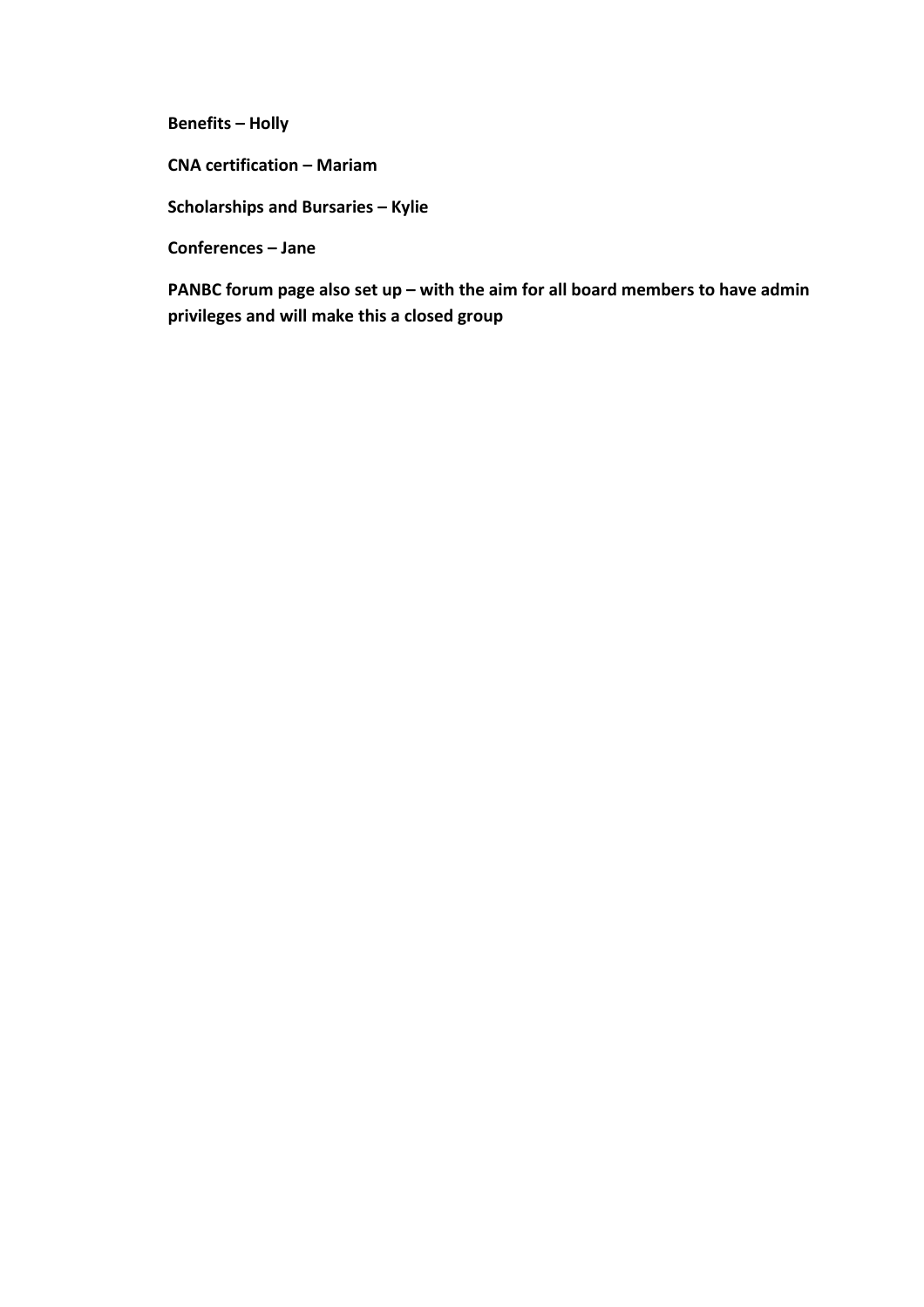**Benefits – Holly**

**CNA certification – Mariam**

**Scholarships and Bursaries – Kylie**

**Conferences – Jane**

**PANBC forum page also set up – with the aim for all board members to have admin privileges and will make this a closed group**